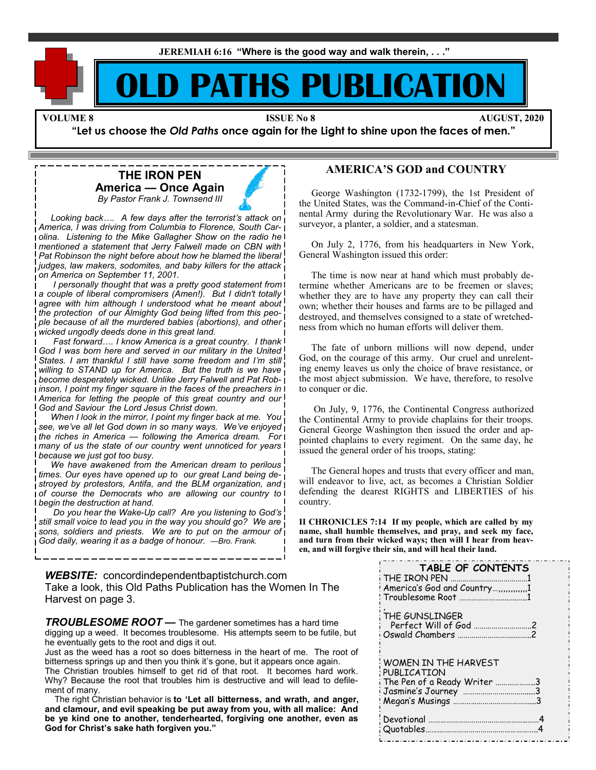JEREMIAH 6:16 "Where is the good way and walk therein, . . ."

# OLD PATHS PUBLICATION

**VOLUME 8** **ISSUE No 8** **AUGUST, 2020**

**"Let us choose the *Old Paths* once again for the Light to shine upon the faces of men."**

## THE IRON PEN
### America — Once Again
*By Pastor Frank J. Townsend III*

*Looking back…. A few days after the terrorist's attack on America, I was driving from Columbia to Florence, South Carolina. Listening to the Mike Gallagher Show on the radio he mentioned a statement that Jerry Falwell made on CBN with Pat Robinson the night before about how he blamed the liberal judges, law makers, sodomites, and baby killers for the attack on America on September 11, 2001.*

*I personally thought that was a pretty good statement from a couple of liberal compromisers (Amen!). But I didn't totally agree with him although I understood what he meant about the protection of our Almighty God being lifted from this people because of all the murdered babies (abortions), and other wicked ungodly deeds done in this great land.*

*Fast forward…. I know America is a great country. I thank God I was born here and served in our military in the United States. I am thankful I still have some freedom and I'm still willing to STAND up for America. But the truth is we have become desperately wicked. Unlike Jerry Falwell and Pat Robinson, I point my finger square in the faces of the preachers in America for letting the people of this great country and our God and Saviour the Lord Jesus Christ down.*

*When I look in the mirror, I point my finger back at me. You see, we've all let God down in so many ways. We've enjoyed the riches in America — following the America dream. For many of us the state of our country went unnoticed for years because we just got too busy.*

*We have awakened from the American dream to perilous times. Our eyes have opened up to our great Land being destroyed by protestors, Antifa, and the BLM organization, and of course the Democrats who are allowing our country to begin the destruction at hand.*

*Do you hear the Wake-Up call? Are you listening to God's still small voice to lead you in the way you should go? We are sons, soldiers and priests. We are to put on the armour of God daily, wearing it as a badge of honour. —Bro. Frank.*

## AMERICA'S GOD and COUNTRY

George Washington (1732-1799), the 1st President of the United States, was the Command-in-Chief of the Continental Army during the Revolutionary War. He was also a surveyor, a planter, a soldier, and a statesman.

On July 2, 1776, from his headquarters in New York, General Washington issued this order:

The time is now near at hand which must probably determine whether Americans are to be freemen or slaves; whether they are to have any property they can call their own; whether their houses and farms are to be pillaged and destroyed, and themselves consigned to a state of wretchedness from which no human efforts will deliver them.

The fate of unborn millions will now depend, under God, on the courage of this army. Our cruel and unrelenting enemy leaves us only the choice of brave resistance, or the most abject submission. We have, therefore, to resolve to conquer or die.

On July, 9, 1776, the Continental Congress authorized the Continental Army to provide chaplains for their troops. General George Washington then issued the order and appointed chaplains to every regiment. On the same day, he issued the general order of his troops, stating:

The General hopes and trusts that every officer and man, will endeavor to live, act, as becomes a Christian Soldier defending the dearest RIGHTS and LIBERTIES of his country.

**II CHRONICLES 7:14 If my people, which are called by my name, shall humble themselves, and pray, and seek my face, and turn from their wicked ways; then will I hear from heaven, and will forgive their sin, and will heal their land.**

***WEBSITE:*** concordindependentbaptistchurch.com
Take a look, this Old Paths Publication has the Women In The Harvest on page 3.

***TROUBLESOME ROOT —*** The gardener sometimes has a hard time digging up a weed. It becomes troublesome. His attempts seem to be futile, but he eventually gets to the root and digs it out.

Just as the weed has a root so does bitterness in the heart of me. The root of bitterness springs up and then you think it's gone, but it appears once again. The Christian troubles himself to get rid of that root. It becomes hard work. Why? Because the root that troubles him is destructive and will lead to defilement of many.

The right Christian behavior is **to 'Let all bitterness, and wrath, and anger, and clamour, and evil speaking be put away from you, with all malice: And be ye kind one to another, tenderhearted, forgiving one another, even as God for Christ's sake hath forgiven you."**

### TABLE OF CONTENTS

| | |
|---|---|
| THE IRON PEN | 1 |
| America's God and Country | 1 |
| Troublesome Root | 1 |
| THE GUNSLINGER | |
| Perfect Will of God | 2 |
| Oswald Chambers | 2 |
| WOMEN IN THE HARVEST PUBLICATION | |
| The Pen of a Ready Writer | 3 |
| Jasmine's Journey | 3 |
| Megan's Musings | 3 |
| Devotional | 4 |
| Quotables | 4 |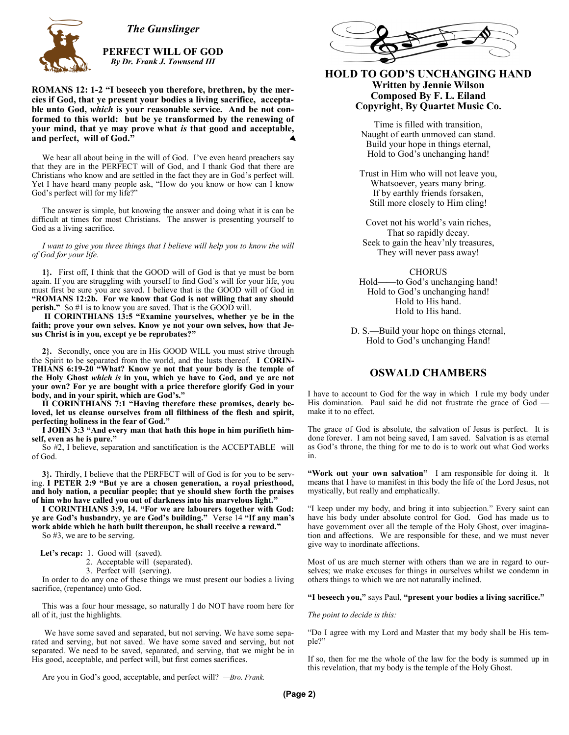## *The Gunslinger*

### PERFECT WILL OF GOD

***By Dr. Frank J. Townsend III***

**ROMANS 12: 1-2 "I beseech you therefore, brethren, by the mercies if God, that ye present your bodies a living sacrifice, acceptable unto God, *which* is your reasonable service. And be not conformed to this world: but be ye transformed by the renewing of your mind, that ye may prove what *is* that good and acceptable, and perfect, will of God."**

We hear all about being in the will of God. I've even heard preachers say that they are in the PERFECT will of God, and I thank God that there are Christians who know and are settled in the fact they are in God's perfect will. Yet I have heard many people ask, "How do you know or how can I know God's perfect will for my life?"

The answer is simple, but knowing the answer and doing what it is can be difficult at times for most Christians. The answer is presenting yourself to God as a living sacrifice.

*I want to give you three things that I believe will help you to know the will of God for your life.*

**1}.** First off, I think that the GOOD will of God is that ye must be born again. If you are struggling with yourself to find God's will for your life, you must first be sure you are saved. I believe that is the GOOD will of God in **"ROMANS 12:2b. For we know that God is not willing that any should perish."** So #1 is to know you are saved. That is the GOOD will.

**II CORINTHIANS 13:5 "Examine yourselves, whether ye be in the faith; prove your own selves. Know ye not your own selves, how that Jesus Christ is in you, except ye be reprobates?"**

**2}.** Secondly, once you are in His GOOD WILL you must strive through the Spirit to be separated from the world, and the lusts thereof. **I CORINTHIANS 6:19-20 "What? Know ye not that your body is the temple of the Holy Ghost *which is* in you, which ye have to God, and ye are not your own? For ye are bought with a price therefore glorify God in your body, and in your spirit, which are God's."**

**II CORINTHIANS 7:1 "Having therefore these promises, dearly beloved, let us cleanse ourselves from all filthiness of the flesh and spirit, perfecting holiness in the fear of God."**

**I JOHN 3:3 "And every man that hath this hope in him purifieth himself, even as he is pure."**

So #2, I believe, separation and sanctification is the ACCEPTABLE will of God.

**3}.** Thirdly, I believe that the PERFECT will of God is for you to be serving. **I PETER 2:9 "But ye are a chosen generation, a royal priesthood, and holy nation, a peculiar people; that ye should shew forth the praises of him who have called you out of darkness into his marvelous light."**

**I CORINTHIANS 3:9, 14. "For we are labourers together with God: ye are God's husbandry, ye are God's building."** Verse 14 **"If any man's work abide which he hath built thereupon, he shall receive a reward."**

So #3, we are to be serving.

**Let's recap:**
1. Good will (saved).
2. Acceptable will (separated).
3. Perfect will (serving).

In order to do any one of these things we must present our bodies a living sacrifice, (repentance) unto God.

This was a four hour message, so naturally I do NOT have room here for all of it, just the highlights.

We have some saved and separated, but not serving. We have some separated and serving, but not saved. We have some saved and serving, but not separated. We need to be saved, separated, and serving, that we might be in His good, acceptable, and perfect will, but first comes sacrifices.

Are you in God's good, acceptable, and perfect will? *—Bro. Frank.*

## HOLD TO GOD'S UNCHANGING HAND

**Written by Jennie Wilson**
**Composed By F. L. Eiland**
**Copyright, By Quartet Music Co.**

Time is filled with transition,
Naught of earth unmoved can stand.
Build your hope in things eternal,
Hold to God's unchanging hand!

Trust in Him who will not leave you,
Whatsoever, years many bring.
If by earthly friends forsaken,
Still more closely to Him cling!

Covet not his world's vain riches,
That so rapidly decay.
Seek to gain the heav'nly treasures,
They will never pass away!

CHORUS
Hold——to God's unchanging hand!
Hold to God's unchanging hand!
Hold to His hand.
Hold to His hand.

D. S.—Build your hope on things eternal,
Hold to God's unchanging Hand!

## OSWALD CHAMBERS

I have to account to God for the way in which I rule my body under His domination. Paul said he did not frustrate the grace of God — make it to no effect.

The grace of God is absolute, the salvation of Jesus is perfect. It is done forever. I am not being saved, I am saved. Salvation is as eternal as God's throne, the thing for me to do is to work out what God works in.

**"Work out your own salvation"** I am responsible for doing it. It means that I have to manifest in this body the life of the Lord Jesus, not mystically, but really and emphatically.

"I keep under my body, and bring it into subjection." Every saint can have his body under absolute control for God. God has made us to have government over all the temple of the Holy Ghost, over imagination and affections. We are responsible for these, and we must never give way to inordinate affections.

Most of us are much sterner with others than we are in regard to ourselves; we make excuses for things in ourselves whilst we condemn in others things to which we are not naturally inclined.

**"I beseech you,"** says Paul, **"present your bodies a living sacrifice."**

*The point to decide is this:*

"Do I agree with my Lord and Master that my body shall be His temple?"

If so, then for me the whole of the law for the body is summed up in this revelation, that my body is the temple of the Holy Ghost.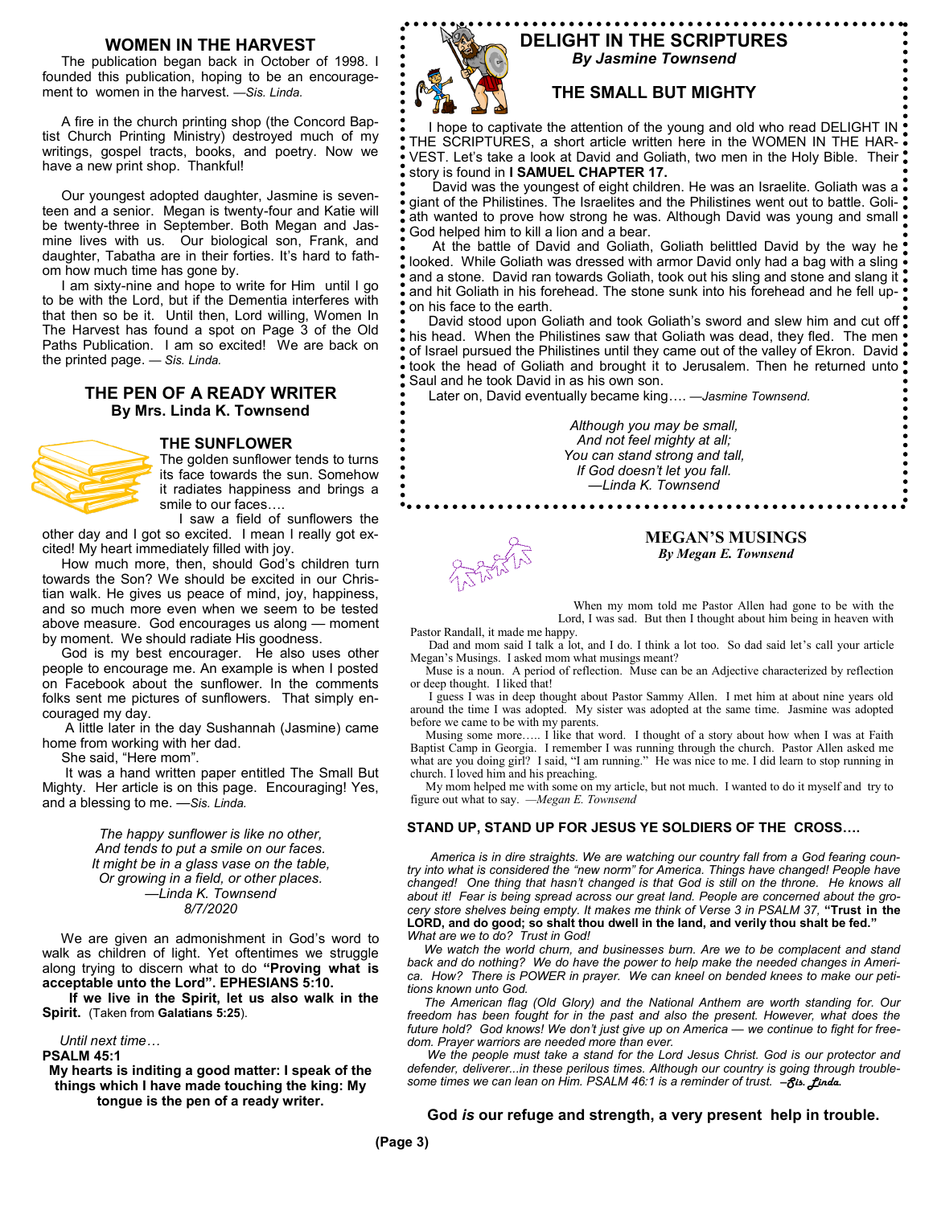## WOMEN IN THE HARVEST

The publication began back in October of 1998. I founded this publication, hoping to be an encouragement to women in the harvest. *—Sis. Linda.*

A fire in the church printing shop (the Concord Baptist Church Printing Ministry) destroyed much of my writings, gospel tracts, books, and poetry. Now we have a new print shop. Thankful!

Our youngest adopted daughter, Jasmine is seventeen and a senior. Megan is twenty-four and Katie will be twenty-three in September. Both Megan and Jasmine lives with us. Our biological son, Frank, and daughter, Tabatha are in their forties. It's hard to fathom how much time has gone by.

I am sixty-nine and hope to write for Him until I go to be with the Lord, but if the Dementia interferes with that then so be it. Until then, Lord willing, Women In The Harvest has found a spot on Page 3 of the Old Paths Publication. I am so excited! We are back on the printed page. *— Sis. Linda.*

## THE PEN OF A READY WRITER
**By Mrs. Linda K. Townsend**

### THE SUNFLOWER

The golden sunflower tends to turns its face towards the sun. Somehow it radiates happiness and brings a smile to our faces….

I saw a field of sunflowers the other day and I got so excited. I mean I really got excited! My heart immediately filled with joy.

How much more, then, should God's children turn towards the Son? We should be excited in our Christian walk. He gives us peace of mind, joy, happiness, and so much more even when we seem to be tested above measure. God encourages us along — moment by moment. We should radiate His goodness.

God is my best encourager. He also uses other people to encourage me. An example is when I posted on Facebook about the sunflower. In the comments folks sent me pictures of sunflowers. That simply encouraged my day.

A little later in the day Sushannah (Jasmine) came home from working with her dad.

She said, "Here mom".

It was a hand written paper entitled The Small But Mighty. Her article is on this page. Encouraging! Yes, and a blessing to me. *—Sis. Linda.*

*The happy sunflower is like no other,*
*And tends to put a smile on our faces.*
*It might be in a glass vase on the table,*
*Or growing in a field, or other places.*
*—Linda K. Townsend*
*8/7/2020*

We are given an admonishment in God's word to walk as children of light. Yet oftentimes we struggle along trying to discern what to do **"Proving what is acceptable unto the Lord". EPHESIANS 5:10.**

**If we live in the Spirit, let us also walk in the Spirit.** (Taken from **Galatians 5:25**).

*Until next time…*

**PSALM 45:1**
**My hearts is inditing a good matter: I speak of the things which I have made touching the king: My tongue is the pen of a ready writer.**

## DELIGHT IN THE SCRIPTURES
***By Jasmine Townsend***

### THE SMALL BUT MIGHTY

I hope to captivate the attention of the young and old who read DELIGHT IN THE SCRIPTURES, a short article written here in the WOMEN IN THE HARVEST. Let's take a look at David and Goliath, two men in the Holy Bible. Their story is found in **I SAMUEL CHAPTER 17.**

David was the youngest of eight children. He was an Israelite. Goliath was a giant of the Philistines. The Israelites and the Philistines went out to battle. Goliath wanted to prove how strong he was. Although David was young and small God helped him to kill a lion and a bear.

At the battle of David and Goliath, Goliath belittled David by the way he looked. While Goliath was dressed with armor David only had a bag with a sling and a stone. David ran towards Goliath, took out his sling and stone and slang it and hit Goliath in his forehead. The stone sunk into his forehead and he fell upon his face to the earth.

David stood upon Goliath and took Goliath's sword and slew him and cut off his head. When the Philistines saw that Goliath was dead, they fled. The men of Israel pursued the Philistines until they came out of the valley of Ekron. David took the head of Goliath and brought it to Jerusalem. Then he returned unto Saul and he took David in as his own son.

Later on, David eventually became king…. *—Jasmine Townsend.*

*Although you may be small,*
*And not feel mighty at all;*
*You can stand strong and tall,*
*If God doesn't let you fall.*
*—Linda K. Townsend*

## MEGAN'S MUSINGS
***By Megan E. Townsend***

When my mom told me Pastor Allen had gone to be with the Lord, I was sad. But then I thought about him being in heaven with Pastor Randall, it made me happy.

Dad and mom said I talk a lot, and I do. I think a lot too. So dad said let's call your article Megan's Musings. I asked mom what musings meant?

Muse is a noun. A period of reflection. Muse can be an Adjective characterized by reflection or deep thought. I liked that!

I guess I was in deep thought about Pastor Sammy Allen. I met him at about nine years old around the time I was adopted. My sister was adopted at the same time. Jasmine was adopted before we came to be with my parents.

Musing some more….. I like that word. I thought of a story about how when I was at Faith Baptist Camp in Georgia. I remember I was running through the church. Pastor Allen asked me what are you doing girl? I said, "I am running." He was nice to me. I did learn to stop running in church. I loved him and his preaching.

My mom helped me with some on my article, but not much. I wanted to do it myself and try to figure out what to say. *—Megan E. Townsend*

### STAND UP, STAND UP FOR JESUS YE SOLDIERS OF THE CROSS….

*America is in dire straights. We are watching our country fall from a God fearing country into what is considered the "new norm" for America. Things have changed! People have changed! One thing that hasn't changed is that God is still on the throne. He knows all about it! Fear is being spread across our great land. People are concerned about the grocery store shelves being empty. It makes me think of Verse 3 in PSALM 37,* **"Trust in the LORD, and do good; so shalt thou dwell in the land, and verily thou shalt be fed."** *What are we to do? Trust in God!*

*We watch the world churn, and businesses burn. Are we to be complacent and stand back and do nothing? We do have the power to help make the needed changes in America. How? There is POWER in prayer. We can kneel on bended knees to make our petitions known unto God.*

*The American flag (Old Glory) and the National Anthem are worth standing for. Our freedom has been fought for in the past and also the present. However, what does the future hold? God knows! We don't just give up on America — we continue to fight for freedom. Prayer warriors are needed more than ever.*

*We the people must take a stand for the Lord Jesus Christ. God is our protector and defender, deliverer...in these perilous times. Although our country is going through troublesome times we can lean on Him. PSALM 46:1 is a reminder of trust. –Sis. Linda.*

**God *is* our refuge and strength, a very present help in trouble.**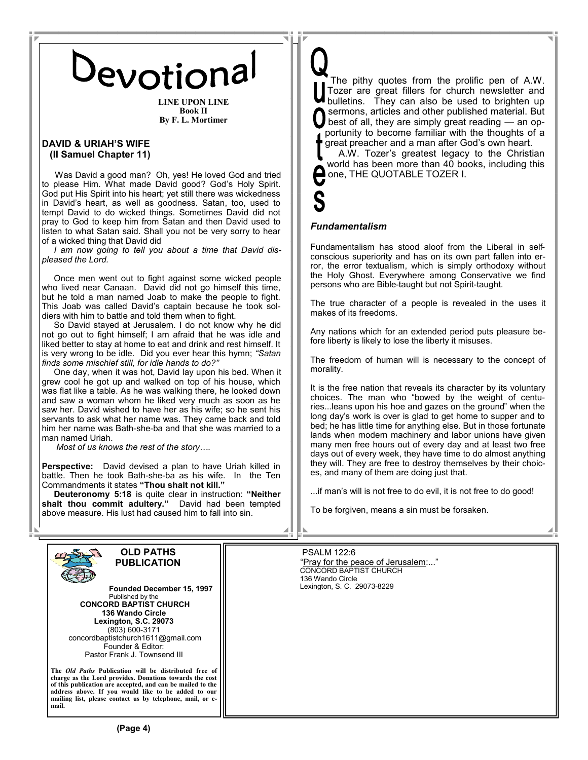# Devotional

**LINE UPON LINE**
**Book II**
**By F. L. Mortimer**

### DAVID & URIAH'S WIFE
### (II Samuel Chapter 11)

Was David a good man? Oh, yes! He loved God and tried to please Him. What made David good? God's Holy Spirit. God put His Spirit into his heart; yet still there was wickedness in David's heart, as well as goodness. Satan, too, used to tempt David to do wicked things. Sometimes David did not pray to God to keep him from Satan and then David used to listen to what Satan said. Shall you not be very sorry to hear of a wicked thing that David did

*I am now going to tell you about a time that David displeased the Lord.*

Once men went out to fight against some wicked people who lived near Canaan. David did not go himself this time, but he told a man named Joab to make the people to fight. This Joab was called David's captain because he took soldiers with him to battle and told them when to fight.

So David stayed at Jerusalem. I do not know why he did not go out to fight himself; I am afraid that he was idle and liked better to stay at home to eat and drink and rest himself. It is very wrong to be idle. Did you ever hear this hymn; *"Satan finds some mischief still, for idle hands to do?"*

One day, when it was hot, David lay upon his bed. When it grew cool he got up and walked on top of his house, which was flat like a table. As he was walking there, he looked down and saw a woman whom he liked very much as soon as he saw her. David wished to have her as his wife; so he sent his servants to ask what her name was. They came back and told him her name was Bath-she-ba and that she was married to a man named Uriah.

*Most of us knows the rest of the story….*

**Perspective:** David devised a plan to have Uriah killed in battle. Then he took Bath-she-ba as his wife. In the Ten Commandments it states **"Thou shalt not kill."**

**Deuteronomy 5:18** is quite clear in instruction: **"Neither shalt thou commit adultery."** David had been tempted above measure. His lust had caused him to fall into sin.

# Quotes

The pithy quotes from the prolific pen of A.W. Tozer are great fillers for church newsletter and bulletins. They can also be used to brighten up sermons, articles and other published material. But best of all, they are simply great reading — an opportunity to become familiar with the thoughts of a great preacher and a man after God's own heart.

A.W. Tozer's greatest legacy to the Christian world has been more than 40 books, including this one, THE QUOTABLE TOZER I.

### *Fundamentalism*

Fundamentalism has stood aloof from the Liberal in self-conscious superiority and has on its own part fallen into error, the error textualism, which is simply orthodoxy without the Holy Ghost. Everywhere among Conservative we find persons who are Bible-taught but not Spirit-taught.

The true character of a people is revealed in the uses it makes of its freedoms.

Any nations which for an extended period puts pleasure before liberty is likely to lose the liberty it misuses.

The freedom of human will is necessary to the concept of morality.

It is the free nation that reveals its character by its voluntary choices. The man who "bowed by the weight of centuries...leans upon his hoe and gazes on the ground" when the long day's work is over is glad to get home to supper and to bed; he has little time for anything else. But in those fortunate lands when modern machinery and labor unions have given many men free hours out of every day and at least two free days out of every week, they have time to do almost anything they will. They are free to destroy themselves by their choices, and many of them are doing just that.

...if man's will is not free to do evil, it is not free to do good!

To be forgiven, means a sin must be forsaken.

**OLD PATHS PUBLICATION**

**Founded December 15, 1997**
Published by the
**CONCORD BAPTIST CHURCH**
**136 Wando Circle**
**Lexington, S.C. 29073**
(803) 600-3171
concordbaptistchurch1611@gmail.com
Founder & Editor:
Pastor Frank J. Townsend III

**The *Old Paths* Publication will be distributed free of charge as the Lord provides. Donations towards the cost of this publication are accepted, and can be mailed to the address above. If you would like to be added to our mailing list, please contact us by telephone, mail, or e-mail.**

PSALM 122:6
"Pray for the peace of Jerusalem:..."
CONCORD BAPTIST CHURCH
136 Wando Circle
Lexington, S. C. 29073-8229